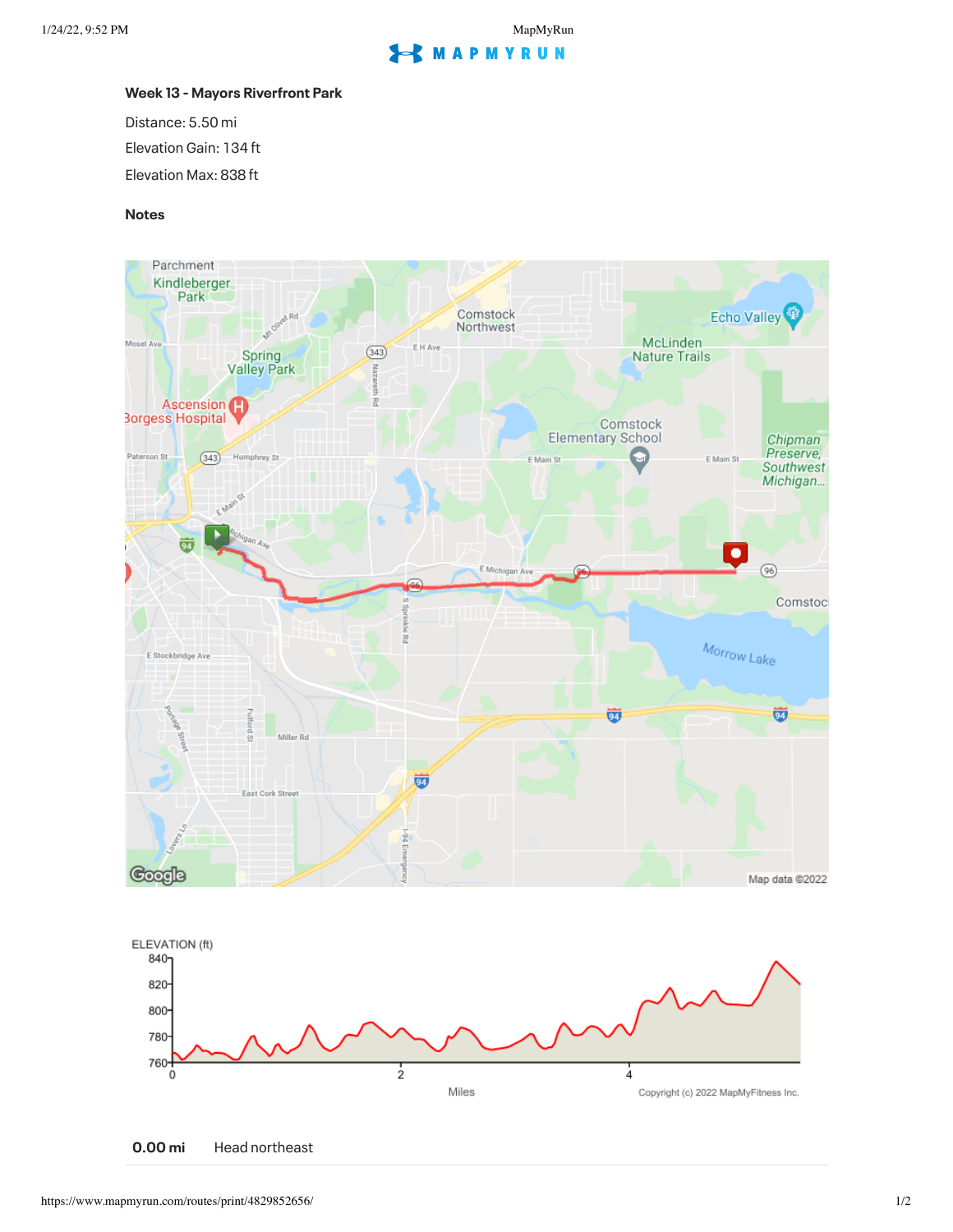### Week 13 - Mayors Riverfront Park

Distance: 5.50 mi

Elevation Gain: 134 ft

Elevation Max: 838 ft

#### Notes

**0.00 mi** Head northeast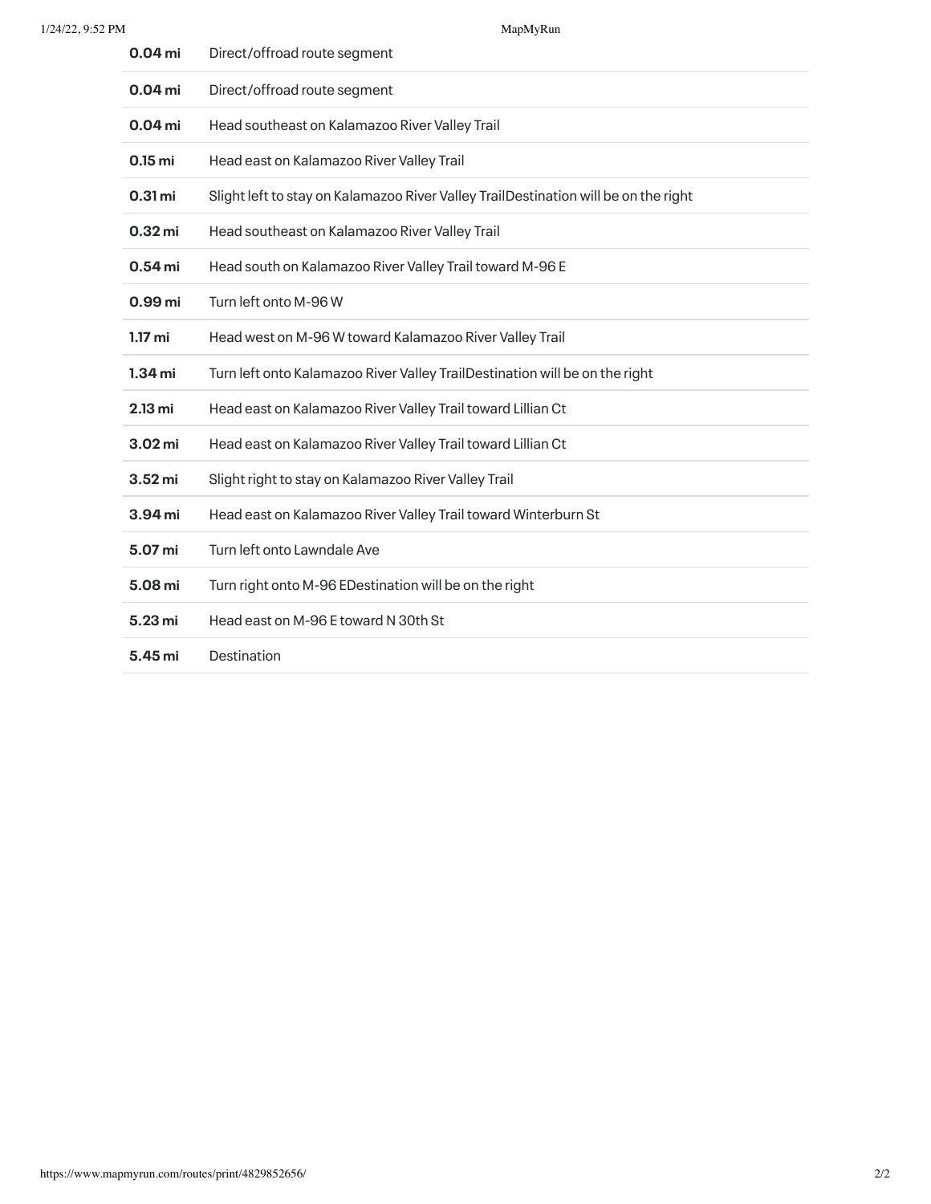| | |
|---|---|
| **0.04 mi** | Direct/offroad route segment |
| **0.04 mi** | Direct/offroad route segment |
| **0.04 mi** | Head southeast on Kalamazoo River Valley Trail |
| **0.15 mi** | Head east on Kalamazoo River Valley Trail |
| **0.31 mi** | Slight left to stay on Kalamazoo River Valley TrailDestination will be on the right |
| **0.32 mi** | Head southeast on Kalamazoo River Valley Trail |
| **0.54 mi** | Head south on Kalamazoo River Valley Trail toward M-96 E |
| **0.99 mi** | Turn left onto M-96 W |
| **1.17 mi** | Head west on M-96 W toward Kalamazoo River Valley Trail |
| **1.34 mi** | Turn left onto Kalamazoo River Valley TrailDestination will be on the right |
| **2.13 mi** | Head east on Kalamazoo River Valley Trail toward Lillian Ct |
| **3.02 mi** | Head east on Kalamazoo River Valley Trail toward Lillian Ct |
| **3.52 mi** | Slight right to stay on Kalamazoo River Valley Trail |
| **3.94 mi** | Head east on Kalamazoo River Valley Trail toward Winterburn St |
| **5.07 mi** | Turn left onto Lawndale Ave |
| **5.08 mi** | Turn right onto M-96 EDestination will be on the right |
| **5.23 mi** | Head east on M-96 E toward N 30th St |
| **5.45 mi** | Destination |